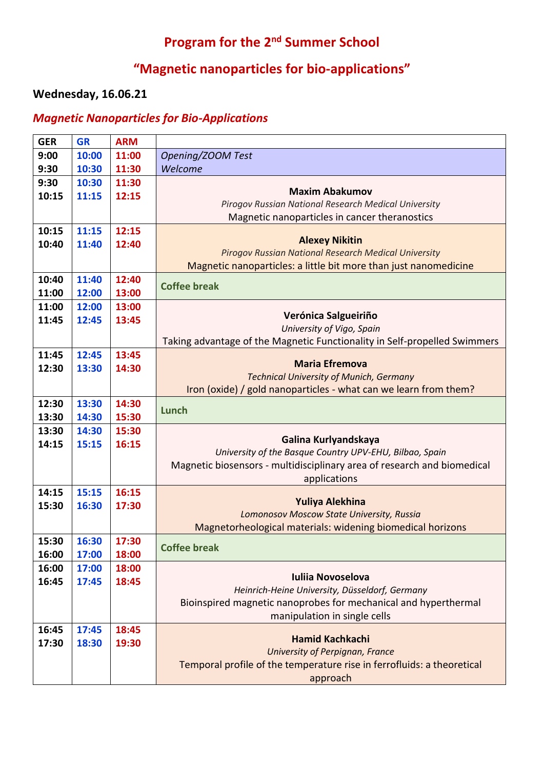# Program for the 2nd Summer School

# "Magnetic nanoparticles for bio-applications"

**Wednesday, 16.06.21**

## *Magnetic Nanoparticles for Bio-Applications*

| GER | GR | ARM | |
|---|---|---|---|
| 9:00<br>9:30 | 10:00<br>10:30 | 11:00<br>11:30 | *Opening/ZOOM Test*<br>*Welcome* |
| 9:30<br>10:15 | 10:30<br>11:15 | 11:30<br>12:15 | **Maxim Abakumov**<br>*Pirogov Russian National Research Medical University*<br>Magnetic nanoparticles in cancer theranostics |
| 10:15<br>10:40 | 11:15<br>11:40 | 12:15<br>12:40 | **Alexey Nikitin**<br>*Pirogov Russian National Research Medical University*<br>Magnetic nanoparticles: a little bit more than just nanomedicine |
| 10:40<br>11:00 | 11:40<br>12:00 | 12:40<br>13:00 | **Coffee break** |
| 11:00<br>11:45 | 12:00<br>12:45 | 13:00<br>13:45 | **Verónica Salgueiriño**<br>*University of Vigo, Spain*<br>Taking advantage of the Magnetic Functionality in Self-propelled Swimmers |
| 11:45<br>12:30 | 12:45<br>13:30 | 13:45<br>14:30 | **Maria Efremova**<br>*Technical University of Munich, Germany*<br>Iron (oxide) / gold nanoparticles - what can we learn from them? |
| 12:30<br>13:30 | 13:30<br>14:30 | 14:30<br>15:30 | **Lunch** |
| 13:30<br>14:15 | 14:30<br>15:15 | 15:30<br>16:15 | **Galina Kurlyandskaya**<br>*University of the Basque Country UPV-EHU, Bilbao, Spain*<br>Magnetic biosensors - multidisciplinary area of research and biomedical applications |
| 14:15<br>15:30 | 15:15<br>16:30 | 16:15<br>17:30 | **Yuliya Alekhina**<br>*Lomonosov Moscow State University, Russia*<br>Magnetorheological materials: widening biomedical horizons |
| 15:30<br>16:00 | 16:30<br>17:00 | 17:30<br>18:00 | **Coffee break** |
| 16:00<br>16:45 | 17:00<br>17:45 | 18:00<br>18:45 | **Iuliia Novoselova**<br>*Heinrich-Heine University, Düsseldorf, Germany*<br>Bioinspired magnetic nanoprobes for mechanical and hyperthermal manipulation in single cells |
| 16:45<br>17:30 | 17:45<br>18:30 | 18:45<br>19:30 | **Hamid Kachkachi**<br>*University of Perpignan, France*<br>Temporal profile of the temperature rise in ferrofluids: a theoretical approach |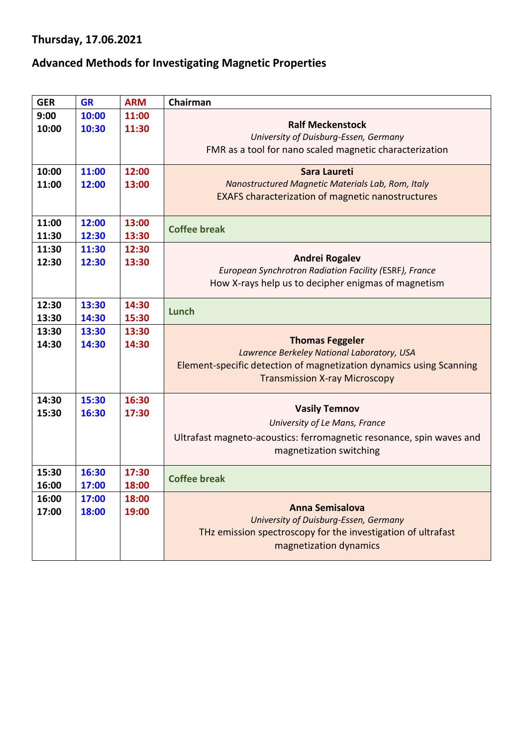**Thursday, 17.06.2021**

**Advanced Methods for Investigating Magnetic Properties**

| GER | GR | ARM | Chairman |
|---|---|---|---|
| 9:00<br>10:00 | 10:00<br>10:30 | 11:00<br>11:30 | **Ralf Meckenstock**<br>*University of Duisburg-Essen, Germany*<br>FMR as a tool for nano scaled magnetic characterization |
| 10:00<br>11:00 | 11:00<br>12:00 | 12:00<br>13:00 | **Sara Laureti**<br>*Nanostructured Magnetic Materials Lab, Rom, Italy*<br>EXAFS characterization of magnetic nanostructures |
| 11:00<br>11:30 | 12:00<br>12:30 | 13:00<br>13:30 | Coffee break |
| 11:30<br>12:30 | 11:30<br>12:30 | 12:30<br>13:30 | **Andrei Rogalev**<br>*European Synchrotron Radiation Facility (ESRF), France*<br>How X-rays help us to decipher enigmas of magnetism |
| 12:30<br>13:30 | 13:30<br>14:30 | 14:30<br>15:30 | Lunch |
| 13:30<br>14:30 | 13:30<br>14:30 | 13:30<br>14:30 | **Thomas Feggeler**<br>*Lawrence Berkeley National Laboratory, USA*<br>Element-specific detection of magnetization dynamics using Scanning Transmission X-ray Microscopy |
| 14:30<br>15:30 | 15:30<br>16:30 | 16:30<br>17:30 | **Vasily Temnov**<br>*University of Le Mans, France*<br>Ultrafast magneto-acoustics: ferromagnetic resonance, spin waves and magnetization switching |
| 15:30<br>16:00 | 16:30<br>17:00 | 17:30<br>18:00 | Coffee break |
| 16:00<br>17:00 | 17:00<br>18:00 | 18:00<br>19:00 | **Anna Semisalova**<br>*University of Duisburg-Essen, Germany*<br>THz emission spectroscopy for the investigation of ultrafast magnetization dynamics |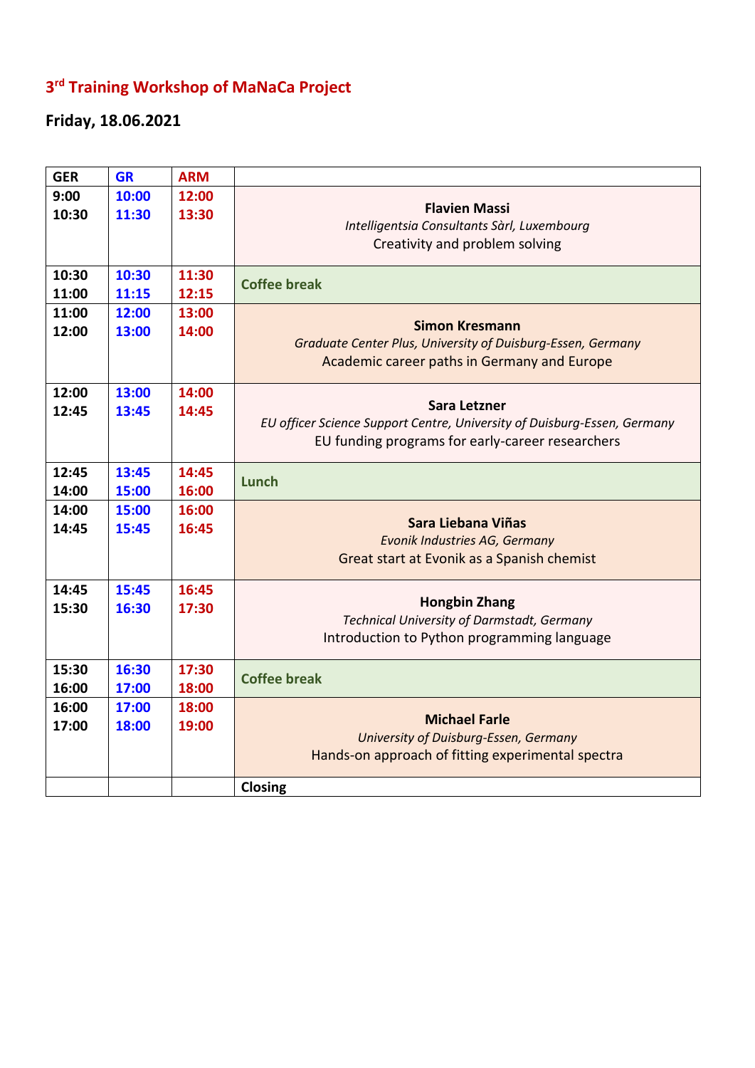# 3rd Training Workshop of MaNaCa Project

## Friday, 18.06.2021

| GER | GR | ARM | |
|---|---|---|---|
| 9:00<br>10:30 | 10:00<br>11:30 | 12:00<br>13:30 | **Flavien Massi**<br>*Intelligentsia Consultants Sàrl, Luxembourg*<br>Creativity and problem solving |
| 10:30<br>11:00 | 10:30<br>11:15 | 11:30<br>12:15 | **Coffee break** |
| 11:00<br>12:00 | 12:00<br>13:00 | 13:00<br>14:00 | **Simon Kresmann**<br>*Graduate Center Plus, University of Duisburg-Essen, Germany*<br>Academic career paths in Germany and Europe |
| 12:00<br>12:45 | 13:00<br>13:45 | 14:00<br>14:45 | **Sara Letzner**<br>*EU officer Science Support Centre, University of Duisburg-Essen, Germany*<br>EU funding programs for early-career researchers |
| 12:45<br>14:00 | 13:45<br>15:00 | 14:45<br>16:00 | **Lunch** |
| 14:00<br>14:45 | 15:00<br>15:45 | 16:00<br>16:45 | **Sara Liebana Viñas**<br>*Evonik Industries AG, Germany*<br>Great start at Evonik as a Spanish chemist |
| 14:45<br>15:30 | 15:45<br>16:30 | 16:45<br>17:30 | **Hongbin Zhang**<br>*Technical University of Darmstadt, Germany*<br>Introduction to Python programming language |
| 15:30<br>16:00 | 16:30<br>17:00 | 17:30<br>18:00 | **Coffee break** |
| 16:00<br>17:00 | 17:00<br>18:00 | 18:00<br>19:00 | **Michael Farle**<br>*University of Duisburg-Essen, Germany*<br>Hands-on approach of fitting experimental spectra |
| | | | **Closing** |